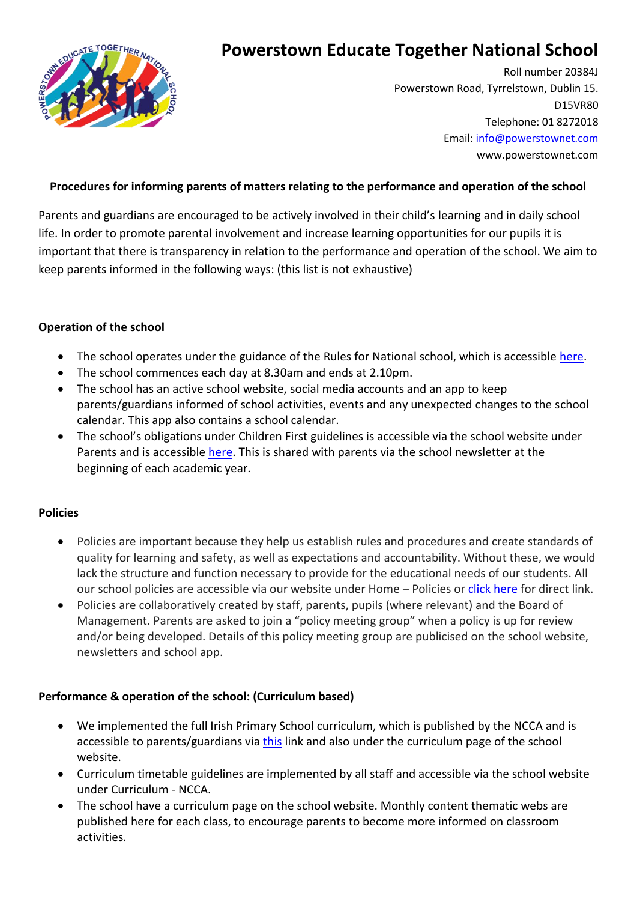# Powerstown Educate Together National School

Roll number 20384J
Powerstown Road, Tyrrelstown, Dublin 15.
D15VR80
Telephone: 01 8272018
Email: info@powerstownet.com
www.powerstownet.com

**Procedures for informing parents of matters relating to the performance and operation of the school**

Parents and guardians are encouraged to be actively involved in their child's learning and in daily school life. In order to promote parental involvement and increase learning opportunities for our pupils it is important that there is transparency in relation to the performance and operation of the school. We aim to keep parents informed in the following ways: (this list is not exhaustive)

**Operation of the school**

- The school operates under the guidance of the Rules for National school, which is accessible here.
- The school commences each day at 8.30am and ends at 2.10pm.
- The school has an active school website, social media accounts and an app to keep parents/guardians informed of school activities, events and any unexpected changes to the school calendar. This app also contains a school calendar.
- The school's obligations under Children First guidelines is accessible via the school website under Parents and is accessible here. This is shared with parents via the school newsletter at the beginning of each academic year.

**Policies**

- Policies are important because they help us establish rules and procedures and create standards of quality for learning and safety, as well as expectations and accountability. Without these, we would lack the structure and function necessary to provide for the educational needs of our students. All our school policies are accessible via our website under Home – Policies or click here for direct link.
- Policies are collaboratively created by staff, parents, pupils (where relevant) and the Board of Management. Parents are asked to join a "policy meeting group" when a policy is up for review and/or being developed. Details of this policy meeting group are publicised on the school website, newsletters and school app.

**Performance & operation of the school: (Curriculum based)**

- We implemented the full Irish Primary School curriculum, which is published by the NCCA and is accessible to parents/guardians via this link and also under the curriculum page of the school website.
- Curriculum timetable guidelines are implemented by all staff and accessible via the school website under Curriculum - NCCA.
- The school have a curriculum page on the school website. Monthly content thematic webs are published here for each class, to encourage parents to become more informed on classroom activities.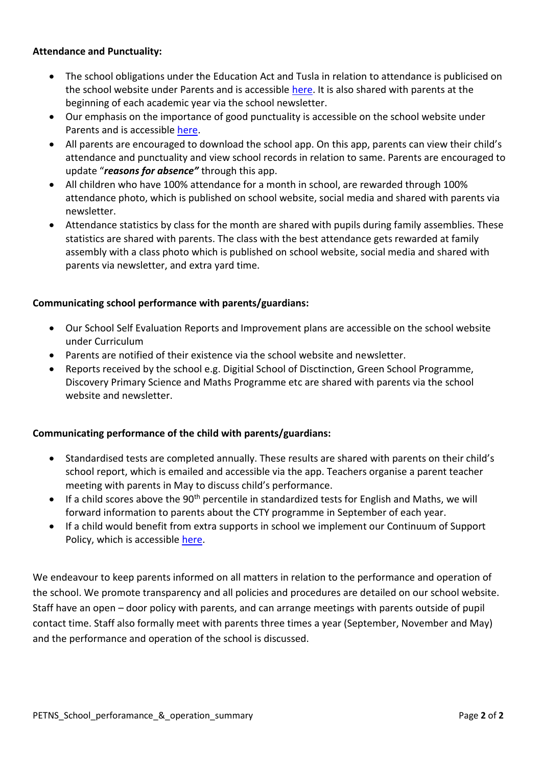**Attendance and Punctuality:**

- The school obligations under the Education Act and Tusla in relation to attendance is publicised on the school website under Parents and is accessible here. It is also shared with parents at the beginning of each academic year via the school newsletter.
- Our emphasis on the importance of good punctuality is accessible on the school website under Parents and is accessible here.
- All parents are encouraged to download the school app. On this app, parents can view their child's attendance and punctuality and view school records in relation to same. Parents are encouraged to update "***reasons for absence"*** through this app.
- All children who have 100% attendance for a month in school, are rewarded through 100% attendance photo, which is published on school website, social media and shared with parents via newsletter.
- Attendance statistics by class for the month are shared with pupils during family assemblies. These statistics are shared with parents. The class with the best attendance gets rewarded at family assembly with a class photo which is published on school website, social media and shared with parents via newsletter, and extra yard time.

**Communicating school performance with parents/guardians:**

- Our School Self Evaluation Reports and Improvement plans are accessible on the school website under Curriculum
- Parents are notified of their existence via the school website and newsletter.
- Reports received by the school e.g. Digitial School of Disctinction, Green School Programme, Discovery Primary Science and Maths Programme etc are shared with parents via the school website and newsletter.

**Communicating performance of the child with parents/guardians:**

- Standardised tests are completed annually. These results are shared with parents on their child's school report, which is emailed and accessible via the app. Teachers organise a parent teacher meeting with parents in May to discuss child's performance.
- If a child scores above the 90th percentile in standardized tests for English and Maths, we will forward information to parents about the CTY programme in September of each year.
- If a child would benefit from extra supports in school we implement our Continuum of Support Policy, which is accessible here.

We endeavour to keep parents informed on all matters in relation to the performance and operation of the school. We promote transparency and all policies and procedures are detailed on our school website. Staff have an open – door policy with parents, and can arrange meetings with parents outside of pupil contact time. Staff also formally meet with parents three times a year (September, November and May) and the performance and operation of the school is discussed.